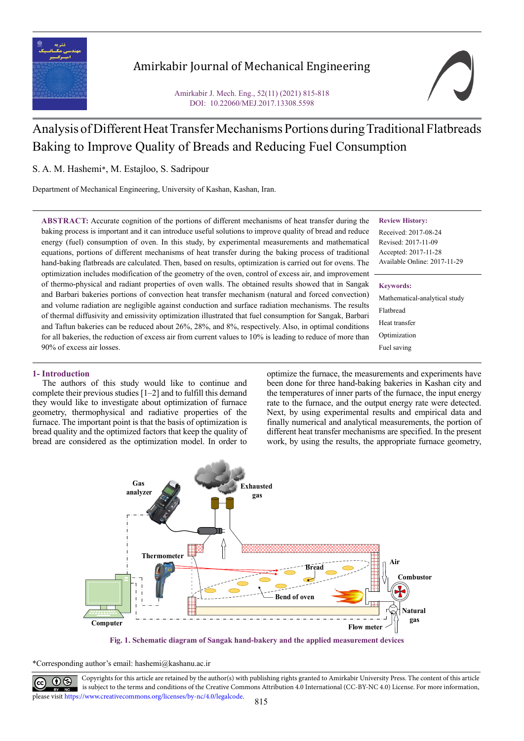# Analysis of Different Heat Transfer Mechanisms Portions during Traditional Flatbreads Baking to Improve Quality of Breads and Reducing Fuel Consumption

S. A. M. Hashemi*, M. Estajloo, S. Sadripour

Department of Mechanical Engineering, University of Kashan, Kashan, Iran.

**ABSTRACT:** Accurate cognition of the portions of different mechanisms of heat transfer during the baking process is important and it can introduce useful solutions to improve quality of bread and reduce energy (fuel) consumption of oven. In this study, by experimental measurements and mathematical equations, portions of different mechanisms of heat transfer during the baking process of traditional hand-baking flatbreads are calculated. Then, based on results, optimization is carried out for ovens. The optimization includes modification of the geometry of the oven, control of excess air, and improvement of thermo-physical and radiant properties of oven walls. The obtained results showed that in Sangak and Barbari bakeries portions of convection heat transfer mechanism (natural and forced convection) and volume radiation are negligible against conduction and surface radiation mechanisms. The results of thermal diffusivity and emissivity optimization illustrated that fuel consumption for Sangak, Barbari and Taftun bakeries can be reduced about 26%, 28%, and 8%, respectively. Also, in optimal conditions for all bakeries, the reduction of excess air from current values to 10% is leading to reduce of more than 90% of excess air losses.

**Review History:**

Received: 2017-08-24
Revised: 2017-11-09
Accepted: 2017-11-28
Available Online: 2017-11-29

**Keywords:**

Mathematical-analytical study
Flatbread
Heat transfer
Optimization
Fuel saving

## 1- Introduction

The authors of this study would like to continue and complete their previous studies [1–2] and to fulfill this demand they would like to investigate about optimization of furnace geometry, thermophysical and radiative properties of the furnace. The important point is that the basis of optimization is bread quality and the optimized factors that keep the quality of bread are considered as the optimization model. In order to optimize the furnace, the measurements and experiments have been done for three hand-baking bakeries in Kashan city and the temperatures of inner parts of the furnace, the input energy rate to the furnace, and the output energy rate were detected. Next, by using experimental results and empirical data and finally numerical and analytical measurements, the portion of different heat transfer mechanisms are specified. In the present work, by using the results, the appropriate furnace geometry,

**Fig. 1. Schematic diagram of Sangak hand-bakery and the applied measurement devices**

*Corresponding author's email: hashemi@kashanu.ac.ir

Copyrights for this article are retained by the author(s) with publishing rights granted to Amirkabir University Press. The content of this article is subject to the terms and conditions of the Creative Commons Attribution 4.0 International (CC-BY-NC 4.0) License. For more information, please visit https://www.creativecommons.org/licenses/by-nc/4.0/legalcode.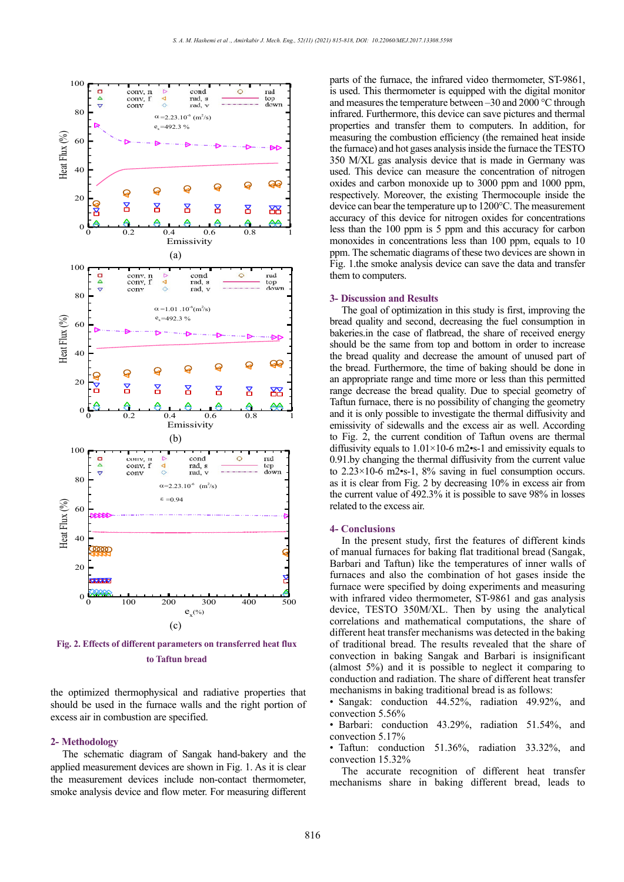Fig. 2. Effects of different parameters on transferred heat flux to Taftun bread

the optimized thermophysical and radiative properties that should be used in the furnace walls and the right portion of excess air in combustion are specified.

## 2- Methodology

The schematic diagram of Sangak hand-bakery and the applied measurement devices are shown in Fig. 1. As it is clear the measurement devices include non-contact thermometer, smoke analysis device and flow meter. For measuring different parts of the furnace, the infrared video thermometer, ST-9861, is used. This thermometer is equipped with the digital monitor and measures the temperature between –30 and 2000 °C through infrared. Furthermore, this device can save pictures and thermal properties and transfer them to computers. In addition, for measuring the combustion efficiency (the remained heat inside the furnace) and hot gases analysis inside the furnace the TESTO 350 M/XL gas analysis device that is made in Germany was used. This device can measure the concentration of nitrogen oxides and carbon monoxide up to 3000 ppm and 1000 ppm, respectively. Moreover, the existing Thermocouple inside the device can bear the temperature up to 1200°C. The measurement accuracy of this device for nitrogen oxides for concentrations less than the 100 ppm is 5 ppm and this accuracy for carbon monoxides in concentrations less than 100 ppm, equals to 10 ppm. The schematic diagrams of these two devices are shown in Fig. 1.the smoke analysis device can save the data and transfer them to computers.

## 3- Discussion and Results

The goal of optimization in this study is first, improving the bread quality and second, decreasing the fuel consumption in bakeries.in the case of flatbread, the share of received energy should be the same from top and bottom in order to increase the bread quality and decrease the amount of unused part of the bread. Furthermore, the time of baking should be done in an appropriate range and time more or less than this permitted range decrease the bread quality. Due to special geometry of Taftun furnace, there is no possibility of changing the geometry and it is only possible to investigate the thermal diffusivity and emissivity of sidewalls and the excess air as well. According to Fig. 2, the current condition of Taftun ovens are thermal diffusivity equals to 1.01×10-6 m2•s-1 and emissivity equals to 0.91.by changing the thermal diffusivity from the current value to 2.23×10-6 m2•s-1, 8% saving in fuel consumption occurs. as it is clear from Fig. 2 by decreasing 10% in excess air from the current value of 492.3% it is possible to save 98% in losses related to the excess air.

## 4- Conclusions

In the present study, first the features of different kinds of manual furnaces for baking flat traditional bread (Sangak, Barbari and Taftun) like the temperatures of inner walls of furnaces and also the combination of hot gases inside the furnace were specified by doing experiments and measuring with infrared video thermometer, ST-9861 and gas analysis device, TESTO 350M/XL. Then by using the analytical correlations and mathematical computations, the share of different heat transfer mechanisms was detected in the baking of traditional bread. The results revealed that the share of convection in baking Sangak and Barbari is insignificant (almost 5%) and it is possible to neglect it comparing to conduction and radiation. The share of different heat transfer mechanisms in baking traditional bread is as follows:

- Sangak: conduction 44.52%, radiation 49.92%, and convection 5.56%
- Barbari: conduction 43.29%, radiation 51.54%, and convection 5.17%
- Taftun: conduction 51.36%, radiation 33.32%, and convection 15.32%

The accurate recognition of different heat transfer mechanisms share in baking different bread, leads to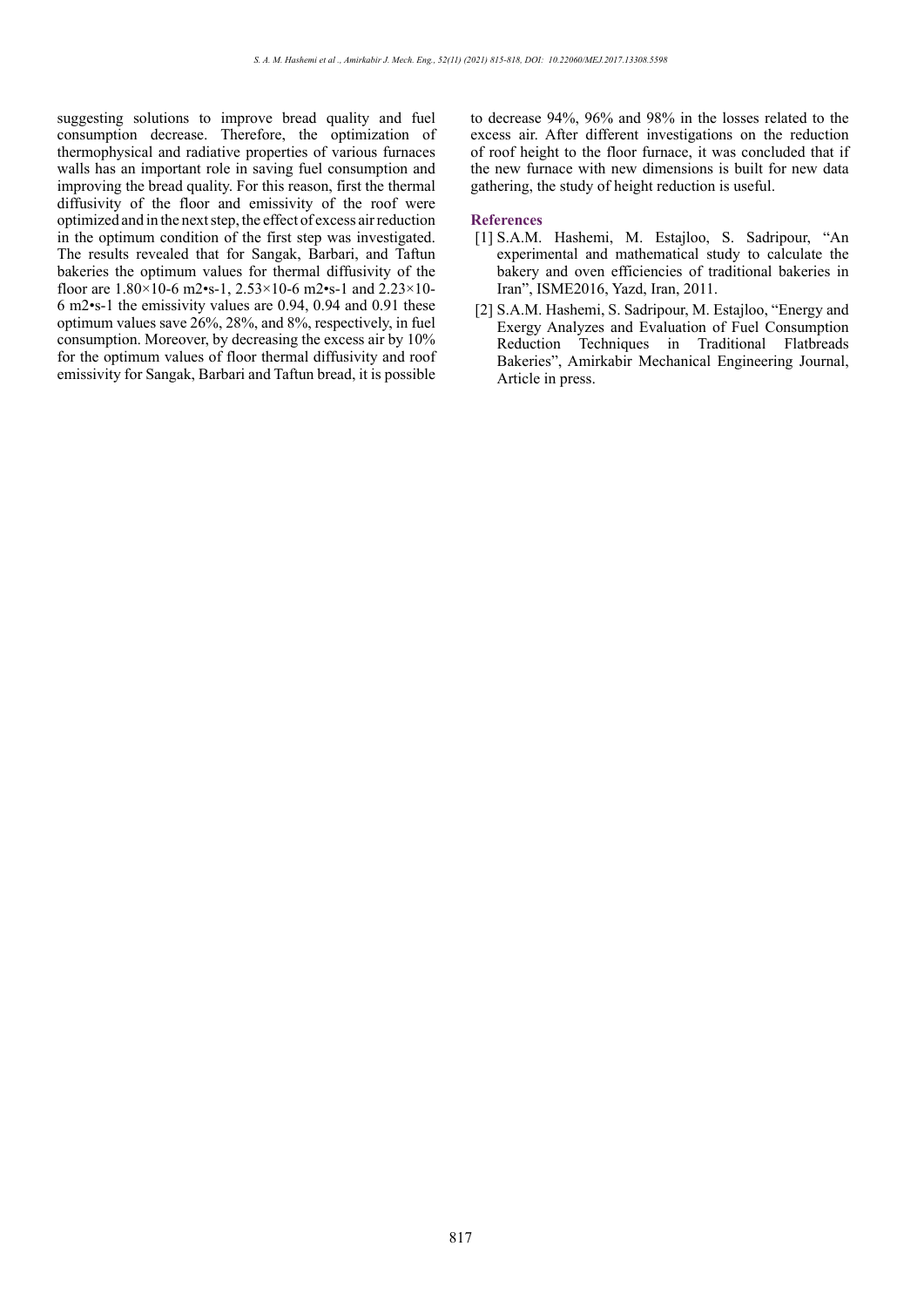suggesting solutions to improve bread quality and fuel consumption decrease. Therefore, the optimization of thermophysical and radiative properties of various furnaces walls has an important role in saving fuel consumption and improving the bread quality. For this reason, first the thermal diffusivity of the floor and emissivity of the roof were optimized and in the next step, the effect of excess air reduction in the optimum condition of the first step was investigated. The results revealed that for Sangak, Barbari, and Taftun bakeries the optimum values for thermal diffusivity of the floor are $1.80\times10^{-6}$ $m^2\cdot s^{-1}$, $2.53\times10^{-6}$ $m^2\cdot s^{-1}$ and $2.23\times10^{-6}$ $m^2\cdot s^{-1}$ the emissivity values are 0.94, 0.94 and 0.91 these optimum values save 26%, 28%, and 8%, respectively, in fuel consumption. Moreover, by decreasing the excess air by 10% for the optimum values of floor thermal diffusivity and roof emissivity for Sangak, Barbari and Taftun bread, it is possible to decrease 94%, 96% and 98% in the losses related to the excess air. After different investigations on the reduction of roof height to the floor furnace, it was concluded that if the new furnace with new dimensions is built for new data gathering, the study of height reduction is useful.

## References

[1] S.A.M. Hashemi, M. Estajloo, S. Sadripour, "An experimental and mathematical study to calculate the bakery and oven efficiencies of traditional bakeries in Iran", ISME2016, Yazd, Iran, 2011.

[2] S.A.M. Hashemi, S. Sadripour, M. Estajloo, "Energy and Exergy Analyzes and Evaluation of Fuel Consumption Reduction Techniques in Traditional Flatbreads Bakeries", Amirkabir Mechanical Engineering Journal, Article in press.